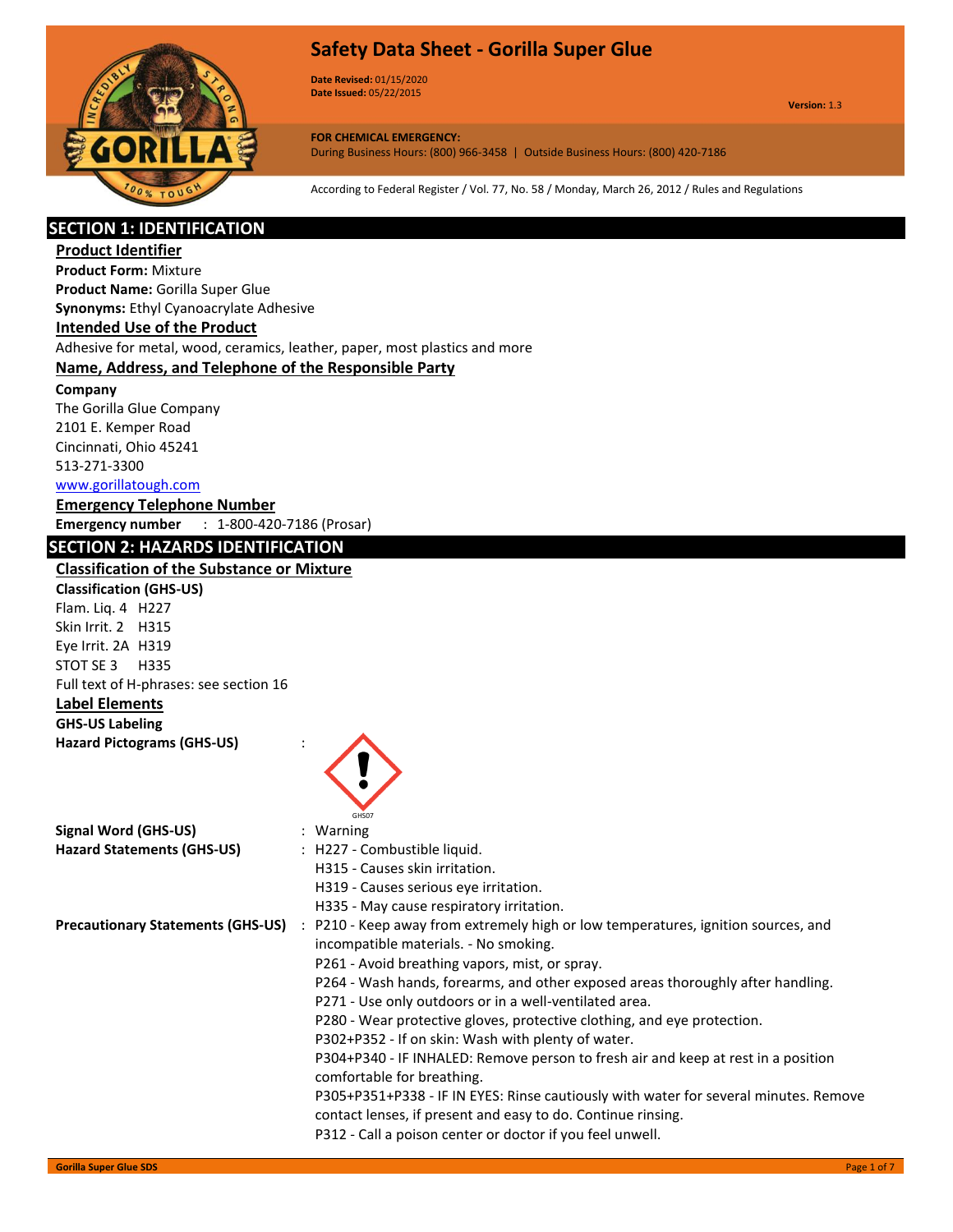# Safety Data Sheet - Gorilla Super Glue

**Date Revised:** 01/15/2020
**Date Issued:** 05/22/2015

**Version:** 1.3

**FOR CHEMICAL EMERGENCY:**
During Business Hours: (800) 966-3458 | Outside Business Hours: (800) 420-7186

According to Federal Register / Vol. 77, No. 58 / Monday, March 26, 2012 / Rules and Regulations

## SECTION 1: IDENTIFICATION

### Product Identifier

**Product Form:** Mixture
**Product Name:** Gorilla Super Glue
**Synonyms:** Ethyl Cyanoacrylate Adhesive

### Intended Use of the Product

Adhesive for metal, wood, ceramics, leather, paper, most plastics and more

### Name, Address, and Telephone of the Responsible Party

**Company**
The Gorilla Glue Company
2101 E. Kemper Road
Cincinnati, Ohio 45241
513-271-3300
www.gorillatough.com

### Emergency Telephone Number

**Emergency number** : 1-800-420-7186 (Prosar)

## SECTION 2: HAZARDS IDENTIFICATION

### Classification of the Substance or Mixture

**Classification (GHS-US)**
Flam. Liq. 4 H227
Skin Irrit. 2 H315
Eye Irrit. 2A H319
STOT SE 3 H335
Full text of H-phrases: see section 16

### Label Elements

**GHS-US Labeling**

**Hazard Pictograms (GHS-US)** :

GHS07

**Signal Word (GHS-US)** : Warning

**Hazard Statements (GHS-US)** :
H227 - Combustible liquid.
H315 - Causes skin irritation.
H319 - Causes serious eye irritation.
H335 - May cause respiratory irritation.

**Precautionary Statements (GHS-US)** :
P210 - Keep away from extremely high or low temperatures, ignition sources, and incompatible materials. - No smoking.
P261 - Avoid breathing vapors, mist, or spray.
P264 - Wash hands, forearms, and other exposed areas thoroughly after handling.
P271 - Use only outdoors or in a well-ventilated area.
P280 - Wear protective gloves, protective clothing, and eye protection.
P302+P352 - If on skin: Wash with plenty of water.
P304+P340 - IF INHALED: Remove person to fresh air and keep at rest in a position comfortable for breathing.
P305+P351+P338 - IF IN EYES: Rinse cautiously with water for several minutes. Remove contact lenses, if present and easy to do. Continue rinsing.
P312 - Call a poison center or doctor if you feel unwell.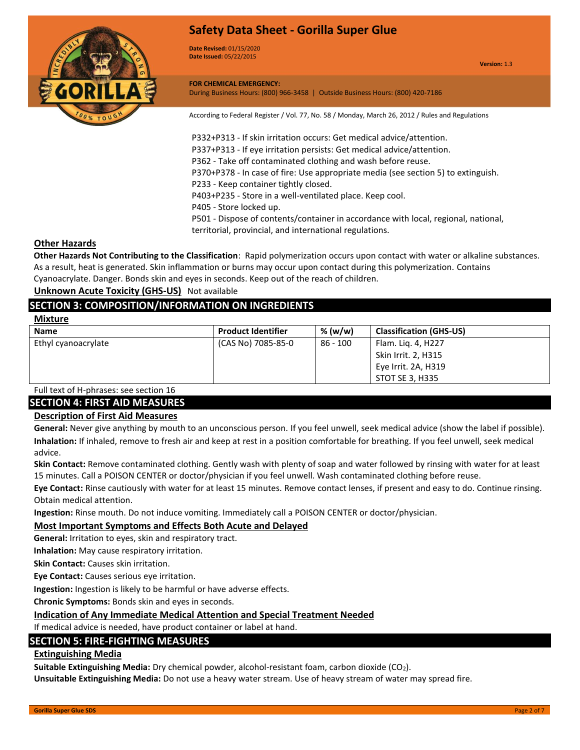P332+P313 - If skin irritation occurs: Get medical advice/attention.
P337+P313 - If eye irritation persists: Get medical advice/attention.
P362 - Take off contaminated clothing and wash before reuse.
P370+P378 - In case of fire: Use appropriate media (see section 5) to extinguish.
P233 - Keep container tightly closed.
P403+P235 - Store in a well-ventilated place. Keep cool.
P405 - Store locked up.
P501 - Dispose of contents/container in accordance with local, regional, national, territorial, provincial, and international regulations.

### Other Hazards

**Other Hazards Not Contributing to the Classification**: Rapid polymerization occurs upon contact with water or alkaline substances. As a result, heat is generated. Skin inflammation or burns may occur upon contact during this polymerization. Contains Cyanoacrylate. Danger. Bonds skin and eyes in seconds. Keep out of the reach of children.

**Unknown Acute Toxicity (GHS-US)** Not available

## SECTION 3: COMPOSITION/INFORMATION ON INGREDIENTS

### Mixture

| Name | Product Identifier | % (w/w) | Classification (GHS-US) |
|---|---|---|---|
| Ethyl cyanoacrylate | (CAS No) 7085-85-0 | 86 - 100 | Flam. Liq. 4, H227<br>Skin Irrit. 2, H315<br>Eye Irrit. 2A, H319<br>STOT SE 3, H335 |

Full text of H-phrases: see section 16

## SECTION 4: FIRST AID MEASURES

### Description of First Aid Measures

**General:** Never give anything by mouth to an unconscious person. If you feel unwell, seek medical advice (show the label if possible).

**Inhalation:** If inhaled, remove to fresh air and keep at rest in a position comfortable for breathing. If you feel unwell, seek medical advice.

**Skin Contact:** Remove contaminated clothing. Gently wash with plenty of soap and water followed by rinsing with water for at least 15 minutes. Call a POISON CENTER or doctor/physician if you feel unwell. Wash contaminated clothing before reuse.

**Eye Contact:** Rinse cautiously with water for at least 15 minutes. Remove contact lenses, if present and easy to do. Continue rinsing. Obtain medical attention.

**Ingestion:** Rinse mouth. Do not induce vomiting. Immediately call a POISON CENTER or doctor/physician.

### Most Important Symptoms and Effects Both Acute and Delayed

**General:** Irritation to eyes, skin and respiratory tract.

**Inhalation:** May cause respiratory irritation.

**Skin Contact:** Causes skin irritation.

**Eye Contact:** Causes serious eye irritation.

**Ingestion:** Ingestion is likely to be harmful or have adverse effects.

**Chronic Symptoms:** Bonds skin and eyes in seconds.

### Indication of Any Immediate Medical Attention and Special Treatment Needed

If medical advice is needed, have product container or label at hand.

## SECTION 5: FIRE-FIGHTING MEASURES

### Extinguishing Media

**Suitable Extinguishing Media:** Dry chemical powder, alcohol-resistant foam, carbon dioxide ($CO_2$).

**Unsuitable Extinguishing Media:** Do not use a heavy water stream. Use of heavy stream of water may spread fire.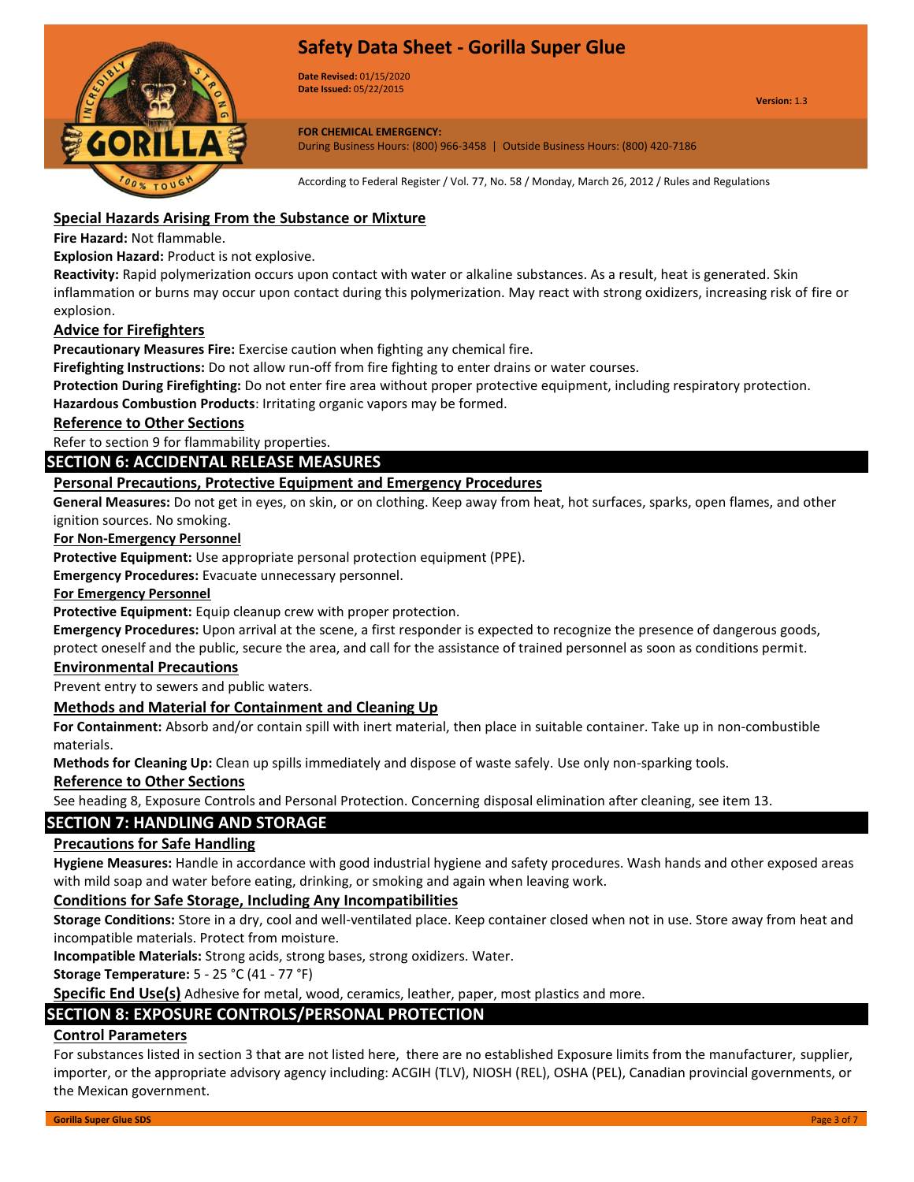### Special Hazards Arising From the Substance or Mixture

**Fire Hazard:** Not flammable.

**Explosion Hazard:** Product is not explosive.

**Reactivity:** Rapid polymerization occurs upon contact with water or alkaline substances. As a result, heat is generated. Skin inflammation or burns may occur upon contact during this polymerization. May react with strong oxidizers, increasing risk of fire or explosion.

### Advice for Firefighters

**Precautionary Measures Fire:** Exercise caution when fighting any chemical fire.

**Firefighting Instructions:** Do not allow run-off from fire fighting to enter drains or water courses.

**Protection During Firefighting:** Do not enter fire area without proper protective equipment, including respiratory protection.

**Hazardous Combustion Products**: Irritating organic vapors may be formed.

### Reference to Other Sections

Refer to section 9 for flammability properties.

## SECTION 6: ACCIDENTAL RELEASE MEASURES

### Personal Precautions, Protective Equipment and Emergency Procedures

**General Measures:** Do not get in eyes, on skin, or on clothing. Keep away from heat, hot surfaces, sparks, open flames, and other ignition sources. No smoking.

#### For Non-Emergency Personnel

**Protective Equipment:** Use appropriate personal protection equipment (PPE).

**Emergency Procedures:** Evacuate unnecessary personnel.

#### For Emergency Personnel

**Protective Equipment:** Equip cleanup crew with proper protection.

**Emergency Procedures:** Upon arrival at the scene, a first responder is expected to recognize the presence of dangerous goods, protect oneself and the public, secure the area, and call for the assistance of trained personnel as soon as conditions permit.

### Environmental Precautions

Prevent entry to sewers and public waters.

### Methods and Material for Containment and Cleaning Up

**For Containment:** Absorb and/or contain spill with inert material, then place in suitable container. Take up in non-combustible materials.

**Methods for Cleaning Up:** Clean up spills immediately and dispose of waste safely. Use only non-sparking tools.

### Reference to Other Sections

See heading 8, Exposure Controls and Personal Protection. Concerning disposal elimination after cleaning, see item 13.

## SECTION 7: HANDLING AND STORAGE

### Precautions for Safe Handling

**Hygiene Measures:** Handle in accordance with good industrial hygiene and safety procedures. Wash hands and other exposed areas with mild soap and water before eating, drinking, or smoking and again when leaving work.

### Conditions for Safe Storage, Including Any Incompatibilities

**Storage Conditions:** Store in a dry, cool and well-ventilated place. Keep container closed when not in use. Store away from heat and incompatible materials. Protect from moisture.

**Incompatible Materials:** Strong acids, strong bases, strong oxidizers. Water.

**Storage Temperature:** 5 - 25 °C (41 - 77 °F)

**Specific End Use(s)** Adhesive for metal, wood, ceramics, leather, paper, most plastics and more.

## SECTION 8: EXPOSURE CONTROLS/PERSONAL PROTECTION

### Control Parameters

For substances listed in section 3 that are not listed here, there are no established Exposure limits from the manufacturer, supplier, importer, or the appropriate advisory agency including: ACGIH (TLV), NIOSH (REL), OSHA (PEL), Canadian provincial governments, or the Mexican government.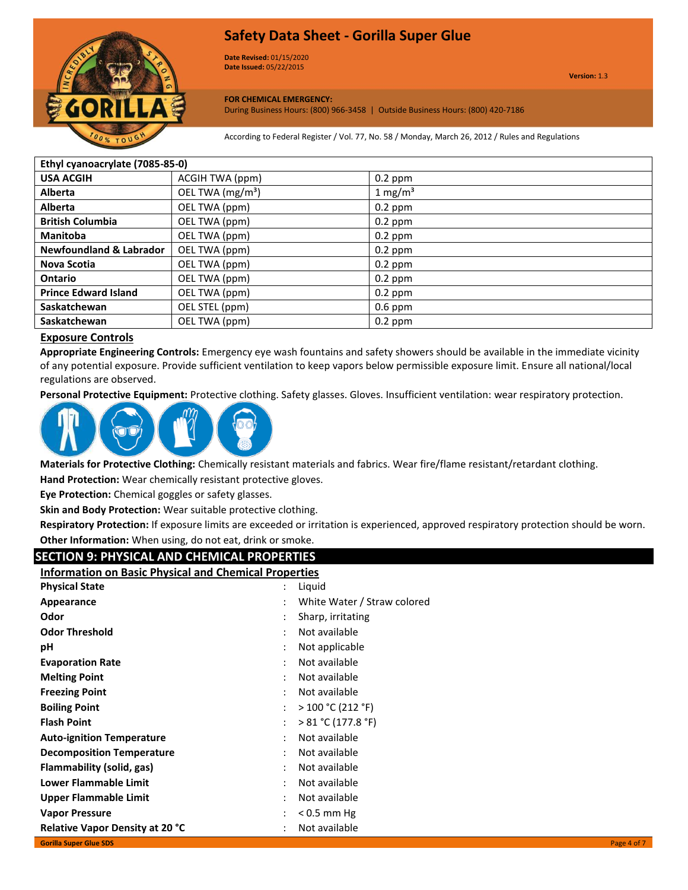| Ethyl cyanoacrylate (7085-85-0) | | |
|---|---|---|
| **USA ACGIH** | ACGIH TWA (ppm) | 0.2 ppm |
| **Alberta** | OEL TWA (mg/m³) | 1 mg/m³ |
| **Alberta** | OEL TWA (ppm) | 0.2 ppm |
| **British Columbia** | OEL TWA (ppm) | 0.2 ppm |
| **Manitoba** | OEL TWA (ppm) | 0.2 ppm |
| **Newfoundland & Labrador** | OEL TWA (ppm) | 0.2 ppm |
| **Nova Scotia** | OEL TWA (ppm) | 0.2 ppm |
| **Ontario** | OEL TWA (ppm) | 0.2 ppm |
| **Prince Edward Island** | OEL TWA (ppm) | 0.2 ppm |
| **Saskatchewan** | OEL STEL (ppm) | 0.6 ppm |
| **Saskatchewan** | OEL TWA (ppm) | 0.2 ppm |

### Exposure Controls

**Appropriate Engineering Controls:** Emergency eye wash fountains and safety showers should be available in the immediate vicinity of any potential exposure. Provide sufficient ventilation to keep vapors below permissible exposure limit. Ensure all national/local regulations are observed.

**Personal Protective Equipment:** Protective clothing. Safety glasses. Gloves. Insufficient ventilation: wear respiratory protection.

**Materials for Protective Clothing:** Chemically resistant materials and fabrics. Wear fire/flame resistant/retardant clothing.

**Hand Protection:** Wear chemically resistant protective gloves.

**Eye Protection:** Chemical goggles or safety glasses.

**Skin and Body Protection:** Wear suitable protective clothing.

**Respiratory Protection:** If exposure limits are exceeded or irritation is experienced, approved respiratory protection should be worn.

**Other Information:** When using, do not eat, drink or smoke.

## SECTION 9: PHYSICAL AND CHEMICAL PROPERTIES

### Information on Basic Physical and Chemical Properties

| | | |
|---|---|---|
| **Physical State** | : | Liquid |
| **Appearance** | : | White Water / Straw colored |
| **Odor** | : | Sharp, irritating |
| **Odor Threshold** | : | Not available |
| **pH** | : | Not applicable |
| **Evaporation Rate** | : | Not available |
| **Melting Point** | : | Not available |
| **Freezing Point** | : | Not available |
| **Boiling Point** | : | > 100 °C (212 °F) |
| **Flash Point** | : | > 81 °C (177.8 °F) |
| **Auto-ignition Temperature** | : | Not available |
| **Decomposition Temperature** | : | Not available |
| **Flammability (solid, gas)** | : | Not available |
| **Lower Flammable Limit** | : | Not available |
| **Upper Flammable Limit** | : | Not available |
| **Vapor Pressure** | : | < 0.5 mm Hg |
| **Relative Vapor Density at 20 °C** | : | Not available |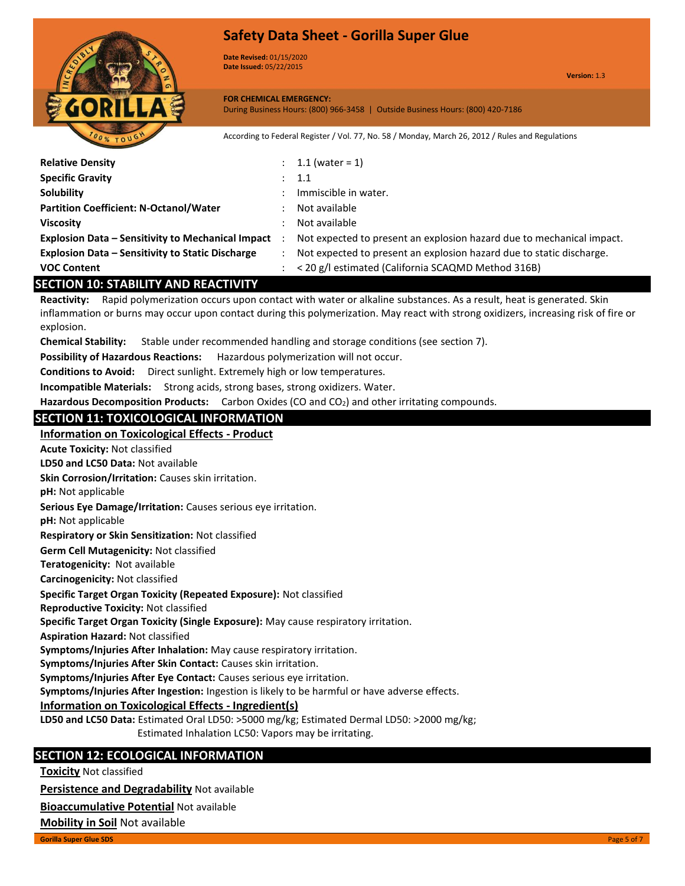| | | |
|---|---|---|
| **Relative Density** | : | 1.1 (water = 1) |
| **Specific Gravity** | : | 1.1 |
| **Solubility** | : | Immiscible in water. |
| **Partition Coefficient: N-Octanol/Water** | : | Not available |
| **Viscosity** | : | Not available |
| **Explosion Data – Sensitivity to Mechanical Impact** | : | Not expected to present an explosion hazard due to mechanical impact. |
| **Explosion Data – Sensitivity to Static Discharge** | : | Not expected to present an explosion hazard due to static discharge. |
| **VOC Content** | : | < 20 g/l estimated (California SCAQMD Method 316B) |

## SECTION 10: STABILITY AND REACTIVITY

**Reactivity:** Rapid polymerization occurs upon contact with water or alkaline substances. As a result, heat is generated. Skin inflammation or burns may occur upon contact during this polymerization. May react with strong oxidizers, increasing risk of fire or explosion.

**Chemical Stability:** Stable under recommended handling and storage conditions (see section 7).

**Possibility of Hazardous Reactions:** Hazardous polymerization will not occur.

**Conditions to Avoid:** Direct sunlight. Extremely high or low temperatures.

**Incompatible Materials:** Strong acids, strong bases, strong oxidizers. Water.

**Hazardous Decomposition Products:** Carbon Oxides (CO and $CO_2$) and other irritating compounds.

## SECTION 11: TOXICOLOGICAL INFORMATION

**Information on Toxicological Effects - Product**

**Acute Toxicity:** Not classified

**LD50 and LC50 Data:** Not available

**Skin Corrosion/Irritation:** Causes skin irritation.

**pH:** Not applicable

**Serious Eye Damage/Irritation:** Causes serious eye irritation.

**pH:** Not applicable

**Respiratory or Skin Sensitization:** Not classified

**Germ Cell Mutagenicity:** Not classified

**Teratogenicity:** Not available

**Carcinogenicity:** Not classified

**Specific Target Organ Toxicity (Repeated Exposure):** Not classified

**Reproductive Toxicity:** Not classified

**Specific Target Organ Toxicity (Single Exposure):** May cause respiratory irritation.

**Aspiration Hazard:** Not classified

**Symptoms/Injuries After Inhalation:** May cause respiratory irritation.

**Symptoms/Injuries After Skin Contact:** Causes skin irritation.

**Symptoms/Injuries After Eye Contact:** Causes serious eye irritation.

**Symptoms/Injuries After Ingestion:** Ingestion is likely to be harmful or have adverse effects.

**Information on Toxicological Effects - Ingredient(s)**

**LD50 and LC50 Data:** Estimated Oral LD50: >5000 mg/kg; Estimated Dermal LD50: >2000 mg/kg; Estimated Inhalation LC50: Vapors may be irritating.

## SECTION 12: ECOLOGICAL INFORMATION

**Toxicity** Not classified

**Persistence and Degradability** Not available

**Bioaccumulative Potential** Not available

**Mobility in Soil** Not available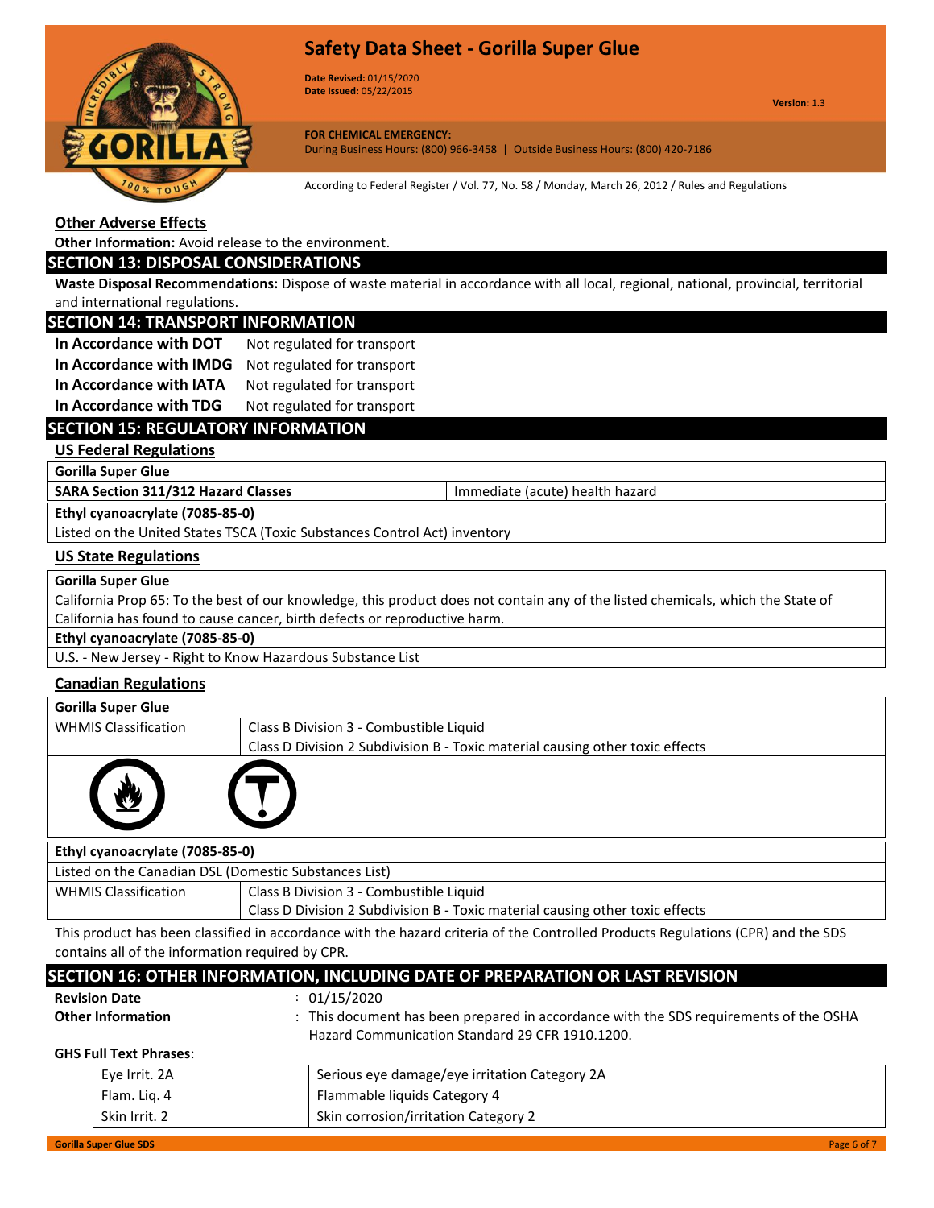### Other Adverse Effects

**Other Information:** Avoid release to the environment.

## SECTION 13: DISPOSAL CONSIDERATIONS

**Waste Disposal Recommendations:** Dispose of waste material in accordance with all local, regional, national, provincial, territorial and international regulations.

## SECTION 14: TRANSPORT INFORMATION

| | |
|---|---|
| **In Accordance with DOT** | Not regulated for transport |
| **In Accordance with IMDG** | Not regulated for transport |
| **In Accordance with IATA** | Not regulated for transport |
| **In Accordance with TDG** | Not regulated for transport |

## SECTION 15: REGULATORY INFORMATION

### US Federal Regulations

| **Gorilla Super Glue** | |
|---|---|
| **SARA Section 311/312 Hazard Classes** | Immediate (acute) health hazard |
| **Ethyl cyanoacrylate (7085-85-0)** | |
| Listed on the United States TSCA (Toxic Substances Control Act) inventory | |

### US State Regulations

| **Gorilla Super Glue** |
|---|
| California Prop 65: To the best of our knowledge, this product does not contain any of the listed chemicals, which the State of California has found to cause cancer, birth defects or reproductive harm. |
| **Ethyl cyanoacrylate (7085-85-0)** |
| U.S. - New Jersey - Right to Know Hazardous Substance List |

### Canadian Regulations

| **Gorilla Super Glue** | |
|---|---|
| WHMIS Classification | Class B Division 3 - Combustible Liquid<br>Class D Division 2 Subdivision B - Toxic material causing other toxic effects |
| **Ethyl cyanoacrylate (7085-85-0)** | |
| Listed on the Canadian DSL (Domestic Substances List) | |
| WHMIS Classification | Class B Division 3 - Combustible Liquid<br>Class D Division 2 Subdivision B - Toxic material causing other toxic effects |

This product has been classified in accordance with the hazard criteria of the Controlled Products Regulations (CPR) and the SDS contains all of the information required by CPR.

## SECTION 16: OTHER INFORMATION, INCLUDING DATE OF PREPARATION OR LAST REVISION

**Revision Date** : 01/15/2020

**Other Information** : This document has been prepared in accordance with the SDS requirements of the OSHA Hazard Communication Standard 29 CFR 1910.1200.

**GHS Full Text Phrases**:

| | |
|---|---|
| Eye Irrit. 2A | Serious eye damage/eye irritation Category 2A |
| Flam. Liq. 4 | Flammable liquids Category 4 |
| Skin Irrit. 2 | Skin corrosion/irritation Category 2 |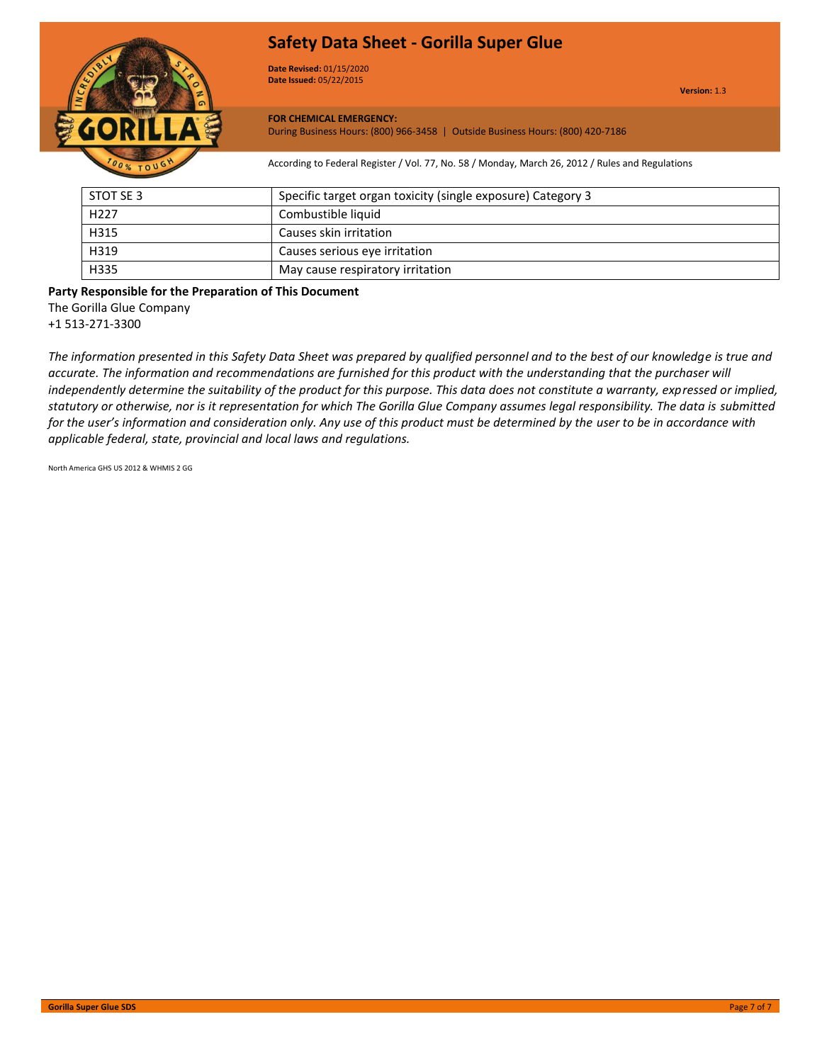| | |
|---|---|
| STOT SE 3 | Specific target organ toxicity (single exposure) Category 3 |
| H227 | Combustible liquid |
| H315 | Causes skin irritation |
| H319 | Causes serious eye irritation |
| H335 | May cause respiratory irritation |

**Party Responsible for the Preparation of This Document**

The Gorilla Glue Company
+1 513-271-3300

*The information presented in this Safety Data Sheet was prepared by qualified personnel and to the best of our knowledge is true and accurate. The information and recommendations are furnished for this product with the understanding that the purchaser will independently determine the suitability of the product for this purpose. This data does not constitute a warranty, expressed or implied, statutory or otherwise, nor is it representation for which The Gorilla Glue Company assumes legal responsibility. The data is submitted for the user's information and consideration only. Any use of this product must be determined by the user to be in accordance with applicable federal, state, provincial and local laws and regulations.*

North America GHS US 2012 & WHMIS 2 GG